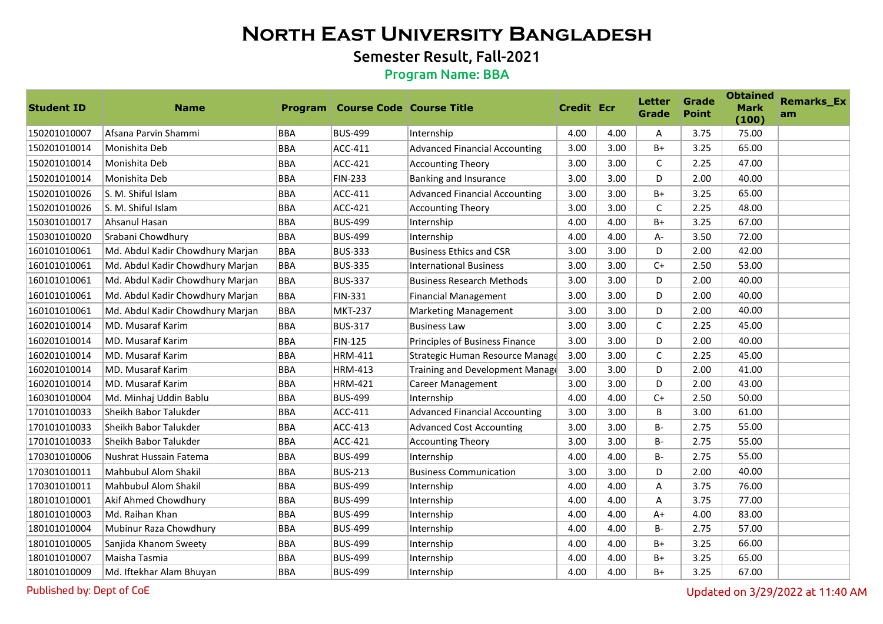# North East University Bangladesh

## Semester Result, Fall-2021

### Program Name: BBA

| Student ID | Name | Program | Course Code | Course Title | Credit | Ecr | Letter Grade | Grade Point | Obtained Mark (100) | Remarks_Exam |
|---|---|---|---|---|---|---|---|---|---|---|
| 150201010007 | Afsana Parvin Shammi | BBA | BUS-499 | Internship | 4.00 | 4.00 | A | 3.75 | 75.00 | |
| 150201010014 | Monishita Deb | BBA | ACC-411 | Advanced Financial Accounting | 3.00 | 3.00 | B+ | 3.25 | 65.00 | |
| 150201010014 | Monishita Deb | BBA | ACC-421 | Accounting Theory | 3.00 | 3.00 | C | 2.25 | 47.00 | |
| 150201010014 | Monishita Deb | BBA | FIN-233 | Banking and Insurance | 3.00 | 3.00 | D | 2.00 | 40.00 | |
| 150201010026 | S. M. Shiful Islam | BBA | ACC-411 | Advanced Financial Accounting | 3.00 | 3.00 | B+ | 3.25 | 65.00 | |
| 150201010026 | S. M. Shiful Islam | BBA | ACC-421 | Accounting Theory | 3.00 | 3.00 | C | 2.25 | 48.00 | |
| 150301010017 | Ahsanul Hasan | BBA | BUS-499 | Internship | 4.00 | 4.00 | B+ | 3.25 | 67.00 | |
| 150301010020 | Srabani Chowdhury | BBA | BUS-499 | Internship | 4.00 | 4.00 | A- | 3.50 | 72.00 | |
| 160101010061 | Md. Abdul Kadir Chowdhury Marjan | BBA | BUS-333 | Business Ethics and CSR | 3.00 | 3.00 | D | 2.00 | 42.00 | |
| 160101010061 | Md. Abdul Kadir Chowdhury Marjan | BBA | BUS-335 | International Business | 3.00 | 3.00 | C+ | 2.50 | 53.00 | |
| 160101010061 | Md. Abdul Kadir Chowdhury Marjan | BBA | BUS-337 | Business Research Methods | 3.00 | 3.00 | D | 2.00 | 40.00 | |
| 160101010061 | Md. Abdul Kadir Chowdhury Marjan | BBA | FIN-331 | Financial Management | 3.00 | 3.00 | D | 2.00 | 40.00 | |
| 160101010061 | Md. Abdul Kadir Chowdhury Marjan | BBA | MKT-237 | Marketing Management | 3.00 | 3.00 | D | 2.00 | 40.00 | |
| 160201010014 | MD. Musaraf Karim | BBA | BUS-317 | Business Law | 3.00 | 3.00 | C | 2.25 | 45.00 | |
| 160201010014 | MD. Musaraf Karim | BBA | FIN-125 | Principles of Business Finance | 3.00 | 3.00 | D | 2.00 | 40.00 | |
| 160201010014 | MD. Musaraf Karim | BBA | HRM-411 | Strategic Human Resource Manage | 3.00 | 3.00 | C | 2.25 | 45.00 | |
| 160201010014 | MD. Musaraf Karim | BBA | HRM-413 | Training and Development Manage | 3.00 | 3.00 | D | 2.00 | 41.00 | |
| 160201010014 | MD. Musaraf Karim | BBA | HRM-421 | Career Management | 3.00 | 3.00 | D | 2.00 | 43.00 | |
| 160301010004 | Md. Minhaj Uddin Bablu | BBA | BUS-499 | Internship | 4.00 | 4.00 | C+ | 2.50 | 50.00 | |
| 170101010033 | Sheikh Babor Talukder | BBA | ACC-411 | Advanced Financial Accounting | 3.00 | 3.00 | B | 3.00 | 61.00 | |
| 170101010033 | Sheikh Babor Talukder | BBA | ACC-413 | Advanced Cost Accounting | 3.00 | 3.00 | B- | 2.75 | 55.00 | |
| 170101010033 | Sheikh Babor Talukder | BBA | ACC-421 | Accounting Theory | 3.00 | 3.00 | B- | 2.75 | 55.00 | |
| 170301010006 | Nushrat Hussain Fatema | BBA | BUS-499 | Internship | 4.00 | 4.00 | B- | 2.75 | 55.00 | |
| 170301010011 | Mahbubul Alom Shakil | BBA | BUS-213 | Business Communication | 3.00 | 3.00 | D | 2.00 | 40.00 | |
| 170301010011 | Mahbubul Alom Shakil | BBA | BUS-499 | Internship | 4.00 | 4.00 | A | 3.75 | 76.00 | |
| 180101010001 | Akif Ahmed Chowdhury | BBA | BUS-499 | Internship | 4.00 | 4.00 | A | 3.75 | 77.00 | |
| 180101010003 | Md. Raihan Khan | BBA | BUS-499 | Internship | 4.00 | 4.00 | A+ | 4.00 | 83.00 | |
| 180101010004 | Mubinur Raza Chowdhury | BBA | BUS-499 | Internship | 4.00 | 4.00 | B- | 2.75 | 57.00 | |
| 180101010005 | Sanjida Khanom Sweety | BBA | BUS-499 | Internship | 4.00 | 4.00 | B+ | 3.25 | 66.00 | |
| 180101010007 | Maisha Tasmia | BBA | BUS-499 | Internship | 4.00 | 4.00 | B+ | 3.25 | 65.00 | |
| 180101010009 | Md. Iftekhar Alam Bhuyan | BBA | BUS-499 | Internship | 4.00 | 4.00 | B+ | 3.25 | 67.00 | |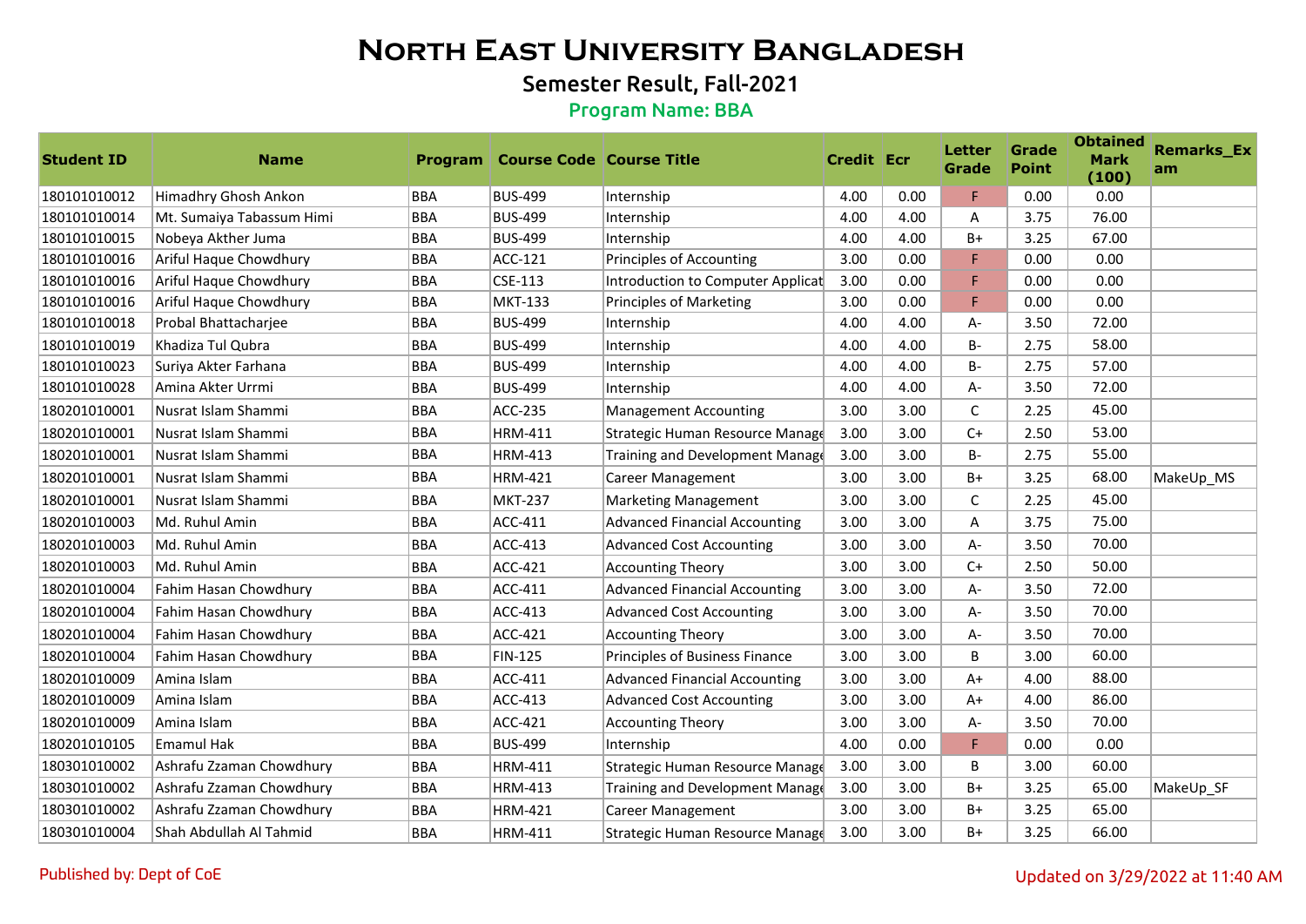# North East University Bangladesh

## Semester Result, Fall-2021

### Program Name: BBA

| Student ID | Name | Program | Course Code | Course Title | Credit | Ecr | Letter Grade | Grade Point | Obtained Mark (100) | Remarks_Exam |
|---|---|---|---|---|---|---|---|---|---|---|
| 180101010012 | Himadhry Ghosh Ankon | BBA | BUS-499 | Internship | 4.00 | 0.00 | F | 0.00 | 0.00 | |
| 180101010014 | Mt. Sumaiya Tabassum Himi | BBA | BUS-499 | Internship | 4.00 | 4.00 | A | 3.75 | 76.00 | |
| 180101010015 | Nobeya Akther Juma | BBA | BUS-499 | Internship | 4.00 | 4.00 | B+ | 3.25 | 67.00 | |
| 180101010016 | Ariful Haque Chowdhury | BBA | ACC-121 | Principles of Accounting | 3.00 | 0.00 | F | 0.00 | 0.00 | |
| 180101010016 | Ariful Haque Chowdhury | BBA | CSE-113 | Introduction to Computer Applicat | 3.00 | 0.00 | F | 0.00 | 0.00 | |
| 180101010016 | Ariful Haque Chowdhury | BBA | MKT-133 | Principles of Marketing | 3.00 | 0.00 | F | 0.00 | 0.00 | |
| 180101010018 | Probal Bhattacharjee | BBA | BUS-499 | Internship | 4.00 | 4.00 | A- | 3.50 | 72.00 | |
| 180101010019 | Khadiza Tul Qubra | BBA | BUS-499 | Internship | 4.00 | 4.00 | B- | 2.75 | 58.00 | |
| 180101010023 | Suriya Akter Farhana | BBA | BUS-499 | Internship | 4.00 | 4.00 | B- | 2.75 | 57.00 | |
| 180101010028 | Amina Akter Urrmi | BBA | BUS-499 | Internship | 4.00 | 4.00 | A- | 3.50 | 72.00 | |
| 180201010001 | Nusrat Islam Shammi | BBA | ACC-235 | Management Accounting | 3.00 | 3.00 | C | 2.25 | 45.00 | |
| 180201010001 | Nusrat Islam Shammi | BBA | HRM-411 | Strategic Human Resource Manage | 3.00 | 3.00 | C+ | 2.50 | 53.00 | |
| 180201010001 | Nusrat Islam Shammi | BBA | HRM-413 | Training and Development Manage | 3.00 | 3.00 | B- | 2.75 | 55.00 | |
| 180201010001 | Nusrat Islam Shammi | BBA | HRM-421 | Career Management | 3.00 | 3.00 | B+ | 3.25 | 68.00 | MakeUp_MS |
| 180201010001 | Nusrat Islam Shammi | BBA | MKT-237 | Marketing Management | 3.00 | 3.00 | C | 2.25 | 45.00 | |
| 180201010003 | Md. Ruhul Amin | BBA | ACC-411 | Advanced Financial Accounting | 3.00 | 3.00 | A | 3.75 | 75.00 | |
| 180201010003 | Md. Ruhul Amin | BBA | ACC-413 | Advanced Cost Accounting | 3.00 | 3.00 | A- | 3.50 | 70.00 | |
| 180201010003 | Md. Ruhul Amin | BBA | ACC-421 | Accounting Theory | 3.00 | 3.00 | C+ | 2.50 | 50.00 | |
| 180201010004 | Fahim Hasan Chowdhury | BBA | ACC-411 | Advanced Financial Accounting | 3.00 | 3.00 | A- | 3.50 | 72.00 | |
| 180201010004 | Fahim Hasan Chowdhury | BBA | ACC-413 | Advanced Cost Accounting | 3.00 | 3.00 | A- | 3.50 | 70.00 | |
| 180201010004 | Fahim Hasan Chowdhury | BBA | ACC-421 | Accounting Theory | 3.00 | 3.00 | A- | 3.50 | 70.00 | |
| 180201010004 | Fahim Hasan Chowdhury | BBA | FIN-125 | Principles of Business Finance | 3.00 | 3.00 | B | 3.00 | 60.00 | |
| 180201010009 | Amina Islam | BBA | ACC-411 | Advanced Financial Accounting | 3.00 | 3.00 | A+ | 4.00 | 88.00 | |
| 180201010009 | Amina Islam | BBA | ACC-413 | Advanced Cost Accounting | 3.00 | 3.00 | A+ | 4.00 | 86.00 | |
| 180201010009 | Amina Islam | BBA | ACC-421 | Accounting Theory | 3.00 | 3.00 | A- | 3.50 | 70.00 | |
| 180201010105 | Emamul Hak | BBA | BUS-499 | Internship | 4.00 | 0.00 | F | 0.00 | 0.00 | |
| 180301010002 | Ashrafu Zzaman Chowdhury | BBA | HRM-411 | Strategic Human Resource Manage | 3.00 | 3.00 | B | 3.00 | 60.00 | |
| 180301010002 | Ashrafu Zzaman Chowdhury | BBA | HRM-413 | Training and Development Manage | 3.00 | 3.00 | B+ | 3.25 | 65.00 | MakeUp_SF |
| 180301010002 | Ashrafu Zzaman Chowdhury | BBA | HRM-421 | Career Management | 3.00 | 3.00 | B+ | 3.25 | 65.00 | |
| 180301010004 | Shah Abdullah Al Tahmid | BBA | HRM-411 | Strategic Human Resource Manage | 3.00 | 3.00 | B+ | 3.25 | 66.00 | |

Published by: Dept of CoE

Updated on 3/29/2022 at 11:40 AM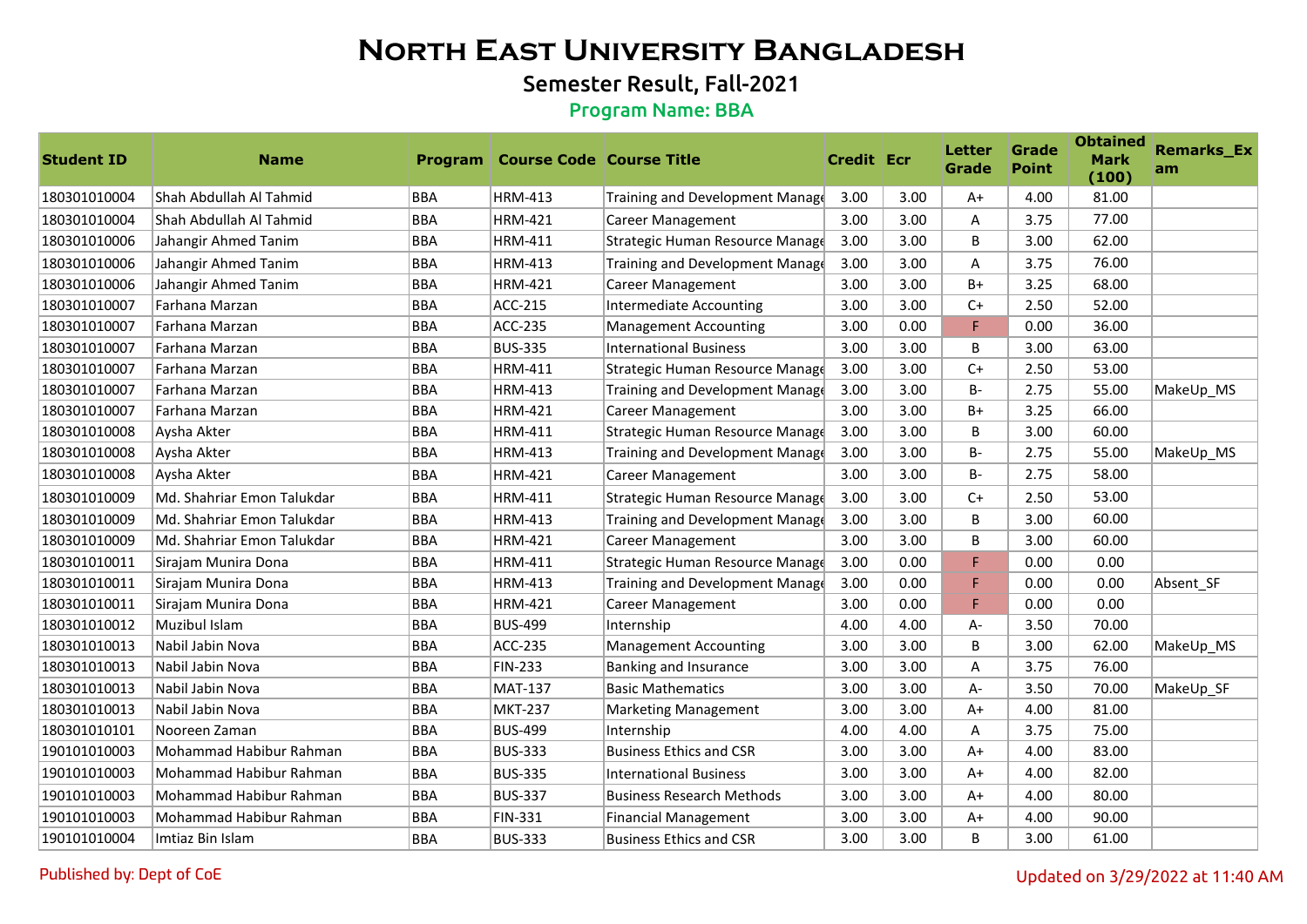# North East University Bangladesh

## Semester Result, Fall-2021

### Program Name: BBA

| Student ID | Name | Program | Course Code | Course Title | Credit | Ecr | Letter Grade | Grade Point | Obtained Mark (100) | Remarks_Exam |
|---|---|---|---|---|---|---|---|---|---|---|
| 180301010004 | Shah Abdullah Al Tahmid | BBA | HRM-413 | Training and Development Manage | 3.00 | 3.00 | A+ | 4.00 | 81.00 | |
| 180301010004 | Shah Abdullah Al Tahmid | BBA | HRM-421 | Career Management | 3.00 | 3.00 | A | 3.75 | 77.00 | |
| 180301010006 | Jahangir Ahmed Tanim | BBA | HRM-411 | Strategic Human Resource Manage | 3.00 | 3.00 | B | 3.00 | 62.00 | |
| 180301010006 | Jahangir Ahmed Tanim | BBA | HRM-413 | Training and Development Manage | 3.00 | 3.00 | A | 3.75 | 76.00 | |
| 180301010006 | Jahangir Ahmed Tanim | BBA | HRM-421 | Career Management | 3.00 | 3.00 | B+ | 3.25 | 68.00 | |
| 180301010007 | Farhana Marzan | BBA | ACC-215 | Intermediate Accounting | 3.00 | 3.00 | C+ | 2.50 | 52.00 | |
| 180301010007 | Farhana Marzan | BBA | ACC-235 | Management Accounting | 3.00 | 0.00 | F | 0.00 | 36.00 | |
| 180301010007 | Farhana Marzan | BBA | BUS-335 | International Business | 3.00 | 3.00 | B | 3.00 | 63.00 | |
| 180301010007 | Farhana Marzan | BBA | HRM-411 | Strategic Human Resource Manage | 3.00 | 3.00 | C+ | 2.50 | 53.00 | |
| 180301010007 | Farhana Marzan | BBA | HRM-413 | Training and Development Manage | 3.00 | 3.00 | B- | 2.75 | 55.00 | MakeUp_MS |
| 180301010007 | Farhana Marzan | BBA | HRM-421 | Career Management | 3.00 | 3.00 | B+ | 3.25 | 66.00 | |
| 180301010008 | Aysha Akter | BBA | HRM-411 | Strategic Human Resource Manage | 3.00 | 3.00 | B | 3.00 | 60.00 | |
| 180301010008 | Aysha Akter | BBA | HRM-413 | Training and Development Manage | 3.00 | 3.00 | B- | 2.75 | 55.00 | MakeUp_MS |
| 180301010008 | Aysha Akter | BBA | HRM-421 | Career Management | 3.00 | 3.00 | B- | 2.75 | 58.00 | |
| 180301010009 | Md. Shahriar Emon Talukdar | BBA | HRM-411 | Strategic Human Resource Manage | 3.00 | 3.00 | C+ | 2.50 | 53.00 | |
| 180301010009 | Md. Shahriar Emon Talukdar | BBA | HRM-413 | Training and Development Manage | 3.00 | 3.00 | B | 3.00 | 60.00 | |
| 180301010009 | Md. Shahriar Emon Talukdar | BBA | HRM-421 | Career Management | 3.00 | 3.00 | B | 3.00 | 60.00 | |
| 180301010011 | Sirajam Munira Dona | BBA | HRM-411 | Strategic Human Resource Manage | 3.00 | 0.00 | F | 0.00 | 0.00 | |
| 180301010011 | Sirajam Munira Dona | BBA | HRM-413 | Training and Development Manage | 3.00 | 0.00 | F | 0.00 | 0.00 | Absent_SF |
| 180301010011 | Sirajam Munira Dona | BBA | HRM-421 | Career Management | 3.00 | 0.00 | F | 0.00 | 0.00 | |
| 180301010012 | Muzibul Islam | BBA | BUS-499 | Internship | 4.00 | 4.00 | A- | 3.50 | 70.00 | |
| 180301010013 | Nabil Jabin Nova | BBA | ACC-235 | Management Accounting | 3.00 | 3.00 | B | 3.00 | 62.00 | MakeUp_MS |
| 180301010013 | Nabil Jabin Nova | BBA | FIN-233 | Banking and Insurance | 3.00 | 3.00 | A | 3.75 | 76.00 | |
| 180301010013 | Nabil Jabin Nova | BBA | MAT-137 | Basic Mathematics | 3.00 | 3.00 | A- | 3.50 | 70.00 | MakeUp_SF |
| 180301010013 | Nabil Jabin Nova | BBA | MKT-237 | Marketing Management | 3.00 | 3.00 | A+ | 4.00 | 81.00 | |
| 180301010101 | Nooreen Zaman | BBA | BUS-499 | Internship | 4.00 | 4.00 | A | 3.75 | 75.00 | |
| 190101010003 | Mohammad Habibur Rahman | BBA | BUS-333 | Business Ethics and CSR | 3.00 | 3.00 | A+ | 4.00 | 83.00 | |
| 190101010003 | Mohammad Habibur Rahman | BBA | BUS-335 | International Business | 3.00 | 3.00 | A+ | 4.00 | 82.00 | |
| 190101010003 | Mohammad Habibur Rahman | BBA | BUS-337 | Business Research Methods | 3.00 | 3.00 | A+ | 4.00 | 80.00 | |
| 190101010003 | Mohammad Habibur Rahman | BBA | FIN-331 | Financial Management | 3.00 | 3.00 | A+ | 4.00 | 90.00 | |
| 190101010004 | Imtiaz Bin Islam | BBA | BUS-333 | Business Ethics and CSR | 3.00 | 3.00 | B | 3.00 | 61.00 | |

Published by: Dept of CoE

Updated on 3/29/2022 at 11:40 AM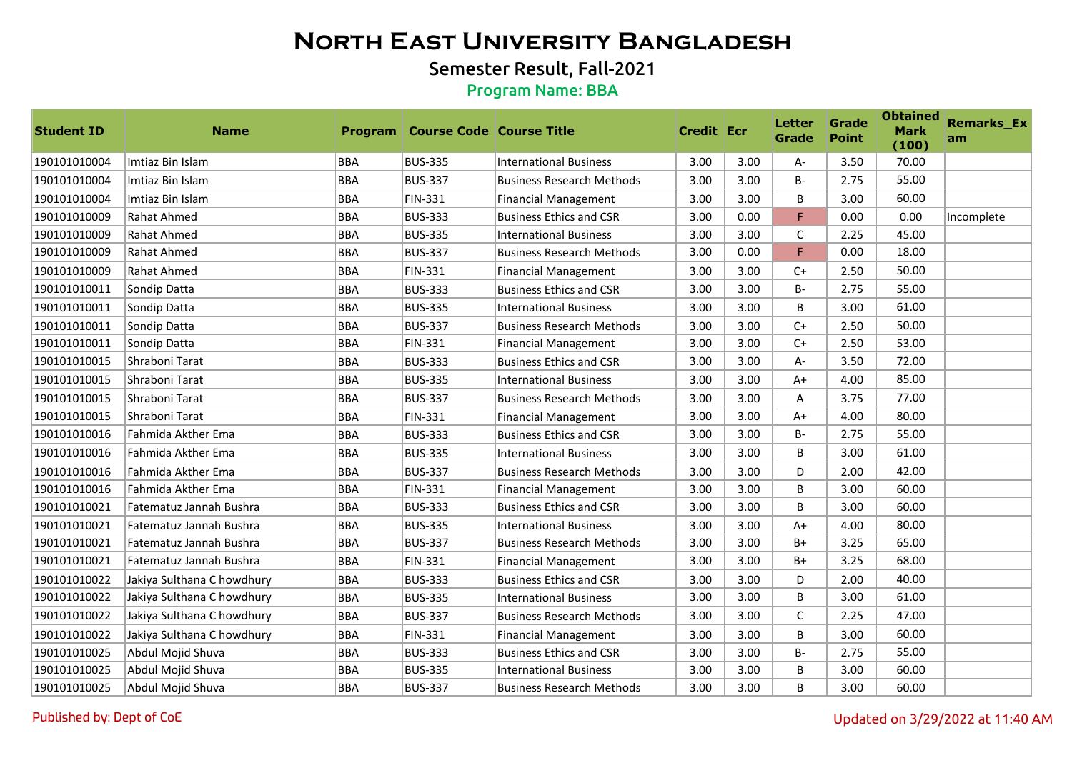# North East University Bangladesh

## Semester Result, Fall-2021

### Program Name: BBA

| Student ID | Name | Program | Course Code | Course Title | Credit | Ecr | Letter Grade | Grade Point | Obtained Mark (100) | Remarks_Exam |
|---|---|---|---|---|---|---|---|---|---|---|
| 190101010004 | Imtiaz Bin Islam | BBA | BUS-335 | International Business | 3.00 | 3.00 | A- | 3.50 | 70.00 | |
| 190101010004 | Imtiaz Bin Islam | BBA | BUS-337 | Business Research Methods | 3.00 | 3.00 | B- | 2.75 | 55.00 | |
| 190101010004 | Imtiaz Bin Islam | BBA | FIN-331 | Financial Management | 3.00 | 3.00 | B | 3.00 | 60.00 | |
| 190101010009 | Rahat Ahmed | BBA | BUS-333 | Business Ethics and CSR | 3.00 | 0.00 | F | 0.00 | 0.00 | Incomplete |
| 190101010009 | Rahat Ahmed | BBA | BUS-335 | International Business | 3.00 | 3.00 | C | 2.25 | 45.00 | |
| 190101010009 | Rahat Ahmed | BBA | BUS-337 | Business Research Methods | 3.00 | 0.00 | F | 0.00 | 18.00 | |
| 190101010009 | Rahat Ahmed | BBA | FIN-331 | Financial Management | 3.00 | 3.00 | C+ | 2.50 | 50.00 | |
| 190101010011 | Sondip Datta | BBA | BUS-333 | Business Ethics and CSR | 3.00 | 3.00 | B- | 2.75 | 55.00 | |
| 190101010011 | Sondip Datta | BBA | BUS-335 | International Business | 3.00 | 3.00 | B | 3.00 | 61.00 | |
| 190101010011 | Sondip Datta | BBA | BUS-337 | Business Research Methods | 3.00 | 3.00 | C+ | 2.50 | 50.00 | |
| 190101010011 | Sondip Datta | BBA | FIN-331 | Financial Management | 3.00 | 3.00 | C+ | 2.50 | 53.00 | |
| 190101010015 | Shraboni Tarat | BBA | BUS-333 | Business Ethics and CSR | 3.00 | 3.00 | A- | 3.50 | 72.00 | |
| 190101010015 | Shraboni Tarat | BBA | BUS-335 | International Business | 3.00 | 3.00 | A+ | 4.00 | 85.00 | |
| 190101010015 | Shraboni Tarat | BBA | BUS-337 | Business Research Methods | 3.00 | 3.00 | A | 3.75 | 77.00 | |
| 190101010015 | Shraboni Tarat | BBA | FIN-331 | Financial Management | 3.00 | 3.00 | A+ | 4.00 | 80.00 | |
| 190101010016 | Fahmida Akther Ema | BBA | BUS-333 | Business Ethics and CSR | 3.00 | 3.00 | B- | 2.75 | 55.00 | |
| 190101010016 | Fahmida Akther Ema | BBA | BUS-335 | International Business | 3.00 | 3.00 | B | 3.00 | 61.00 | |
| 190101010016 | Fahmida Akther Ema | BBA | BUS-337 | Business Research Methods | 3.00 | 3.00 | D | 2.00 | 42.00 | |
| 190101010016 | Fahmida Akther Ema | BBA | FIN-331 | Financial Management | 3.00 | 3.00 | B | 3.00 | 60.00 | |
| 190101010021 | Fatematuz Jannah Bushra | BBA | BUS-333 | Business Ethics and CSR | 3.00 | 3.00 | B | 3.00 | 60.00 | |
| 190101010021 | Fatematuz Jannah Bushra | BBA | BUS-335 | International Business | 3.00 | 3.00 | A+ | 4.00 | 80.00 | |
| 190101010021 | Fatematuz Jannah Bushra | BBA | BUS-337 | Business Research Methods | 3.00 | 3.00 | B+ | 3.25 | 65.00 | |
| 190101010021 | Fatematuz Jannah Bushra | BBA | FIN-331 | Financial Management | 3.00 | 3.00 | B+ | 3.25 | 68.00 | |
| 190101010022 | Jakiya Sulthana C howdhury | BBA | BUS-333 | Business Ethics and CSR | 3.00 | 3.00 | D | 2.00 | 40.00 | |
| 190101010022 | Jakiya Sulthana C howdhury | BBA | BUS-335 | International Business | 3.00 | 3.00 | B | 3.00 | 61.00 | |
| 190101010022 | Jakiya Sulthana C howdhury | BBA | BUS-337 | Business Research Methods | 3.00 | 3.00 | C | 2.25 | 47.00 | |
| 190101010022 | Jakiya Sulthana C howdhury | BBA | FIN-331 | Financial Management | 3.00 | 3.00 | B | 3.00 | 60.00 | |
| 190101010025 | Abdul Mojid Shuva | BBA | BUS-333 | Business Ethics and CSR | 3.00 | 3.00 | B- | 2.75 | 55.00 | |
| 190101010025 | Abdul Mojid Shuva | BBA | BUS-335 | International Business | 3.00 | 3.00 | B | 3.00 | 60.00 | |
| 190101010025 | Abdul Mojid Shuva | BBA | BUS-337 | Business Research Methods | 3.00 | 3.00 | B | 3.00 | 60.00 | |

Published by: Dept of CoE

Updated on 3/29/2022 at 11:40 AM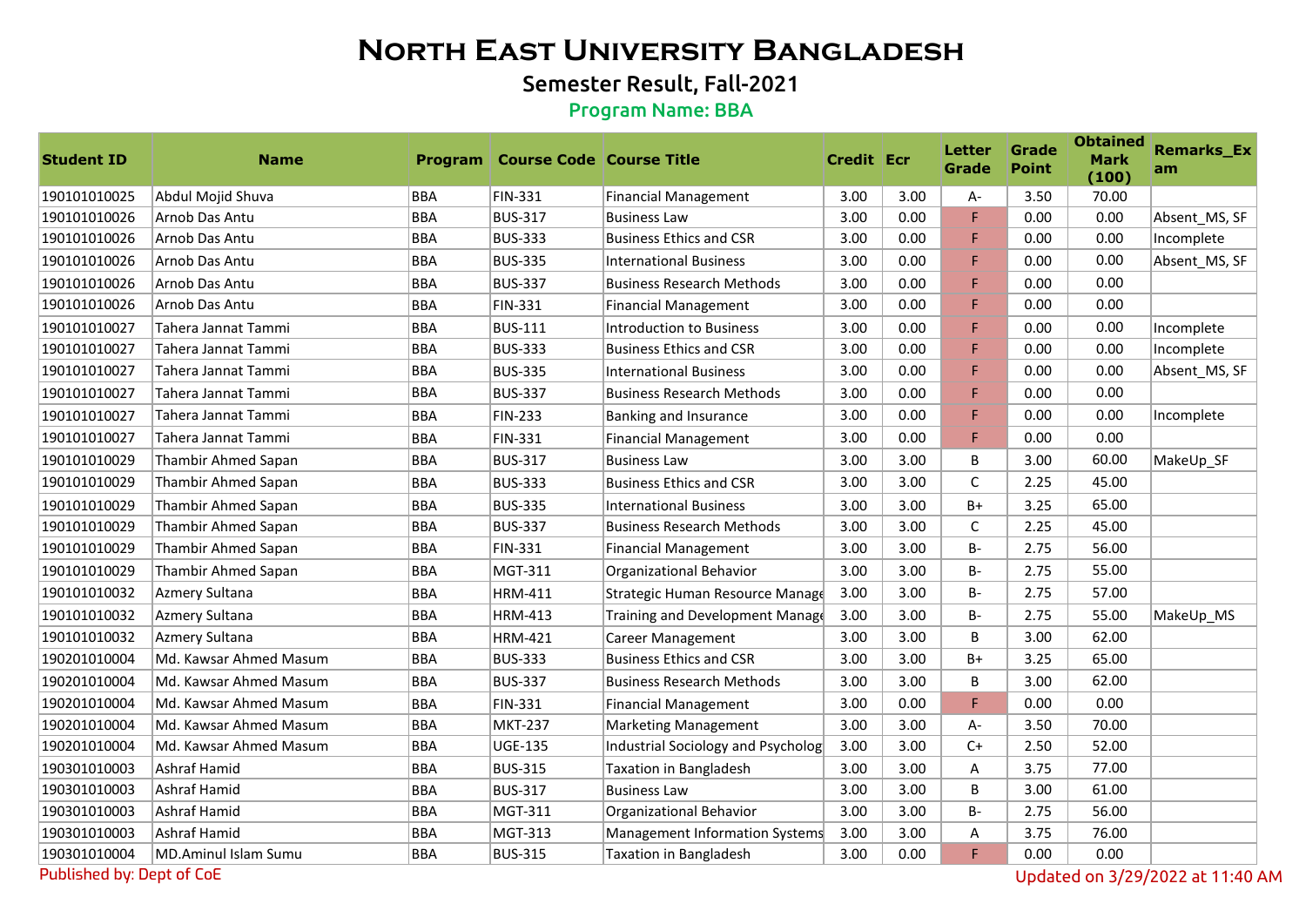# North East University Bangladesh

## Semester Result, Fall-2021

### Program Name: BBA

| Student ID | Name | Program | Course Code | Course Title | Credit | Ecr | Letter Grade | Grade Point | Obtained Mark (100) | Remarks_Exam |
|---|---|---|---|---|---|---|---|---|---|---|
| 190101010025 | Abdul Mojid Shuva | BBA | FIN-331 | Financial Management | 3.00 | 3.00 | A- | 3.50 | 70.00 | |
| 190101010026 | Arnob Das Antu | BBA | BUS-317 | Business Law | 3.00 | 0.00 | F | 0.00 | 0.00 | Absent_MS, SF |
| 190101010026 | Arnob Das Antu | BBA | BUS-333 | Business Ethics and CSR | 3.00 | 0.00 | F | 0.00 | 0.00 | Incomplete |
| 190101010026 | Arnob Das Antu | BBA | BUS-335 | International Business | 3.00 | 0.00 | F | 0.00 | 0.00 | Absent_MS, SF |
| 190101010026 | Arnob Das Antu | BBA | BUS-337 | Business Research Methods | 3.00 | 0.00 | F | 0.00 | 0.00 | |
| 190101010026 | Arnob Das Antu | BBA | FIN-331 | Financial Management | 3.00 | 0.00 | F | 0.00 | 0.00 | |
| 190101010027 | Tahera Jannat Tammi | BBA | BUS-111 | Introduction to Business | 3.00 | 0.00 | F | 0.00 | 0.00 | Incomplete |
| 190101010027 | Tahera Jannat Tammi | BBA | BUS-333 | Business Ethics and CSR | 3.00 | 0.00 | F | 0.00 | 0.00 | Incomplete |
| 190101010027 | Tahera Jannat Tammi | BBA | BUS-335 | International Business | 3.00 | 0.00 | F | 0.00 | 0.00 | Absent_MS, SF |
| 190101010027 | Tahera Jannat Tammi | BBA | BUS-337 | Business Research Methods | 3.00 | 0.00 | F | 0.00 | 0.00 | |
| 190101010027 | Tahera Jannat Tammi | BBA | FIN-233 | Banking and Insurance | 3.00 | 0.00 | F | 0.00 | 0.00 | Incomplete |
| 190101010027 | Tahera Jannat Tammi | BBA | FIN-331 | Financial Management | 3.00 | 0.00 | F | 0.00 | 0.00 | |
| 190101010029 | Thambir Ahmed Sapan | BBA | BUS-317 | Business Law | 3.00 | 3.00 | B | 3.00 | 60.00 | MakeUp_SF |
| 190101010029 | Thambir Ahmed Sapan | BBA | BUS-333 | Business Ethics and CSR | 3.00 | 3.00 | C | 2.25 | 45.00 | |
| 190101010029 | Thambir Ahmed Sapan | BBA | BUS-335 | International Business | 3.00 | 3.00 | B+ | 3.25 | 65.00 | |
| 190101010029 | Thambir Ahmed Sapan | BBA | BUS-337 | Business Research Methods | 3.00 | 3.00 | C | 2.25 | 45.00 | |
| 190101010029 | Thambir Ahmed Sapan | BBA | FIN-331 | Financial Management | 3.00 | 3.00 | B- | 2.75 | 56.00 | |
| 190101010029 | Thambir Ahmed Sapan | BBA | MGT-311 | Organizational Behavior | 3.00 | 3.00 | B- | 2.75 | 55.00 | |
| 190101010032 | Azmery Sultana | BBA | HRM-411 | Strategic Human Resource Manage | 3.00 | 3.00 | B- | 2.75 | 57.00 | |
| 190101010032 | Azmery Sultana | BBA | HRM-413 | Training and Development Manage | 3.00 | 3.00 | B- | 2.75 | 55.00 | MakeUp_MS |
| 190101010032 | Azmery Sultana | BBA | HRM-421 | Career Management | 3.00 | 3.00 | B | 3.00 | 62.00 | |
| 190201010004 | Md. Kawsar Ahmed Masum | BBA | BUS-333 | Business Ethics and CSR | 3.00 | 3.00 | B+ | 3.25 | 65.00 | |
| 190201010004 | Md. Kawsar Ahmed Masum | BBA | BUS-337 | Business Research Methods | 3.00 | 3.00 | B | 3.00 | 62.00 | |
| 190201010004 | Md. Kawsar Ahmed Masum | BBA | FIN-331 | Financial Management | 3.00 | 0.00 | F | 0.00 | 0.00 | |
| 190201010004 | Md. Kawsar Ahmed Masum | BBA | MKT-237 | Marketing Management | 3.00 | 3.00 | A- | 3.50 | 70.00 | |
| 190201010004 | Md. Kawsar Ahmed Masum | BBA | UGE-135 | Industrial Sociology and Psycholog | 3.00 | 3.00 | C+ | 2.50 | 52.00 | |
| 190301010003 | Ashraf Hamid | BBA | BUS-315 | Taxation in Bangladesh | 3.00 | 3.00 | A | 3.75 | 77.00 | |
| 190301010003 | Ashraf Hamid | BBA | BUS-317 | Business Law | 3.00 | 3.00 | B | 3.00 | 61.00 | |
| 190301010003 | Ashraf Hamid | BBA | MGT-311 | Organizational Behavior | 3.00 | 3.00 | B- | 2.75 | 56.00 | |
| 190301010003 | Ashraf Hamid | BBA | MGT-313 | Management Information Systems | 3.00 | 3.00 | A | 3.75 | 76.00 | |
| 190301010004 | MD.Aminul Islam Sumu | BBA | BUS-315 | Taxation in Bangladesh | 3.00 | 0.00 | F | 0.00 | 0.00 | |

Published by: Dept of CoE

Updated on 3/29/2022 at 11:40 AM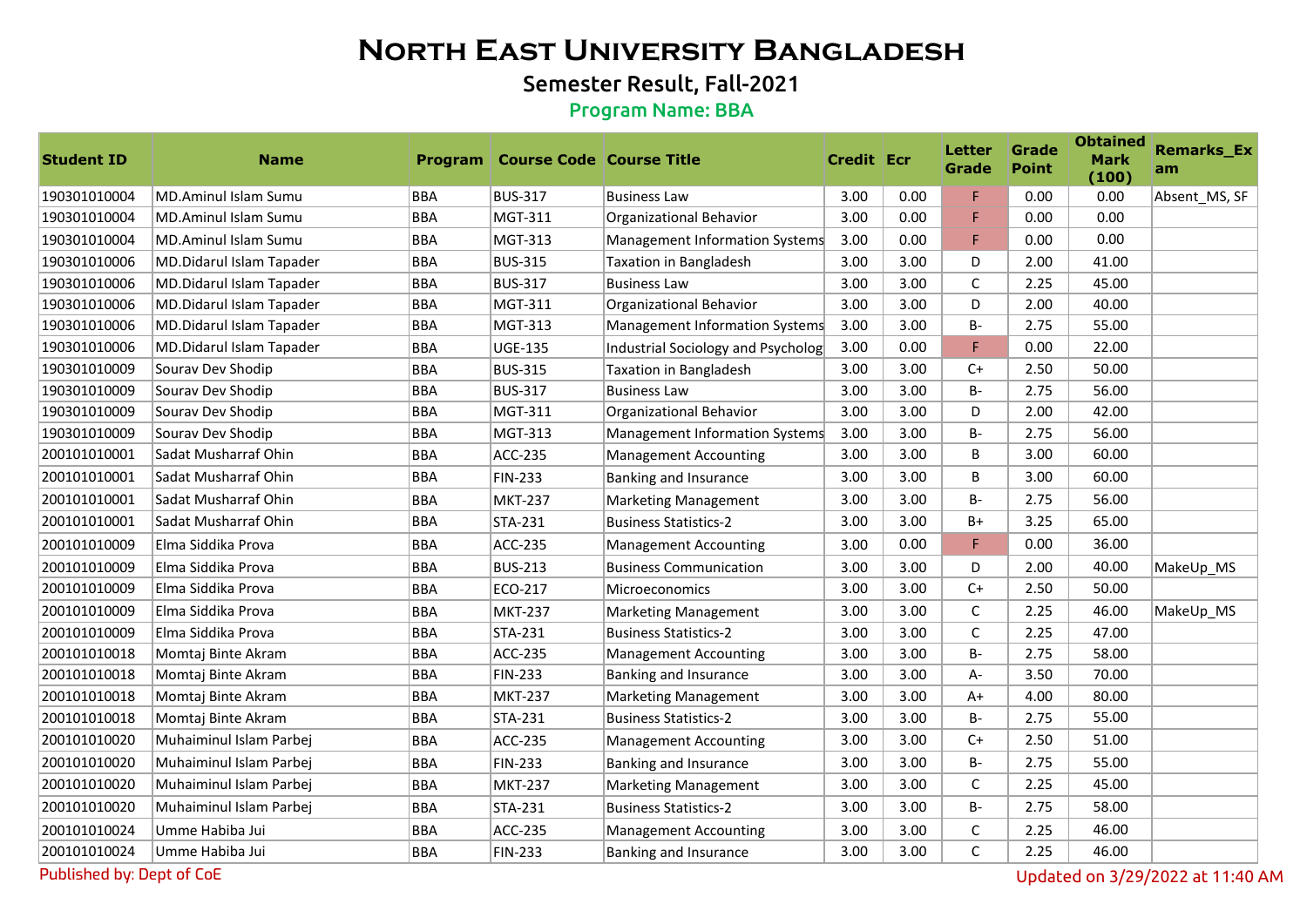# North East University Bangladesh

## Semester Result, Fall-2021

### Program Name: BBA

| Student ID | Name | Program | Course Code | Course Title | Credit | Ecr | Letter Grade | Grade Point | Obtained Mark (100) | Remarks_Exam |
|---|---|---|---|---|---|---|---|---|---|---|
| 190301010004 | MD.Aminul Islam Sumu | BBA | BUS-317 | Business Law | 3.00 | 0.00 | F | 0.00 | 0.00 | Absent_MS, SF |
| 190301010004 | MD.Aminul Islam Sumu | BBA | MGT-311 | Organizational Behavior | 3.00 | 0.00 | F | 0.00 | 0.00 | |
| 190301010004 | MD.Aminul Islam Sumu | BBA | MGT-313 | Management Information Systems | 3.00 | 0.00 | F | 0.00 | 0.00 | |
| 190301010006 | MD.Didarul Islam Tapader | BBA | BUS-315 | Taxation in Bangladesh | 3.00 | 3.00 | D | 2.00 | 41.00 | |
| 190301010006 | MD.Didarul Islam Tapader | BBA | BUS-317 | Business Law | 3.00 | 3.00 | C | 2.25 | 45.00 | |
| 190301010006 | MD.Didarul Islam Tapader | BBA | MGT-311 | Organizational Behavior | 3.00 | 3.00 | D | 2.00 | 40.00 | |
| 190301010006 | MD.Didarul Islam Tapader | BBA | MGT-313 | Management Information Systems | 3.00 | 3.00 | B- | 2.75 | 55.00 | |
| 190301010006 | MD.Didarul Islam Tapader | BBA | UGE-135 | Industrial Sociology and Psycholog | 3.00 | 0.00 | F | 0.00 | 22.00 | |
| 190301010009 | Sourav Dev Shodip | BBA | BUS-315 | Taxation in Bangladesh | 3.00 | 3.00 | C+ | 2.50 | 50.00 | |
| 190301010009 | Sourav Dev Shodip | BBA | BUS-317 | Business Law | 3.00 | 3.00 | B- | 2.75 | 56.00 | |
| 190301010009 | Sourav Dev Shodip | BBA | MGT-311 | Organizational Behavior | 3.00 | 3.00 | D | 2.00 | 42.00 | |
| 190301010009 | Sourav Dev Shodip | BBA | MGT-313 | Management Information Systems | 3.00 | 3.00 | B- | 2.75 | 56.00 | |
| 200101010001 | Sadat Musharraf Ohin | BBA | ACC-235 | Management Accounting | 3.00 | 3.00 | B | 3.00 | 60.00 | |
| 200101010001 | Sadat Musharraf Ohin | BBA | FIN-233 | Banking and Insurance | 3.00 | 3.00 | B | 3.00 | 60.00 | |
| 200101010001 | Sadat Musharraf Ohin | BBA | MKT-237 | Marketing Management | 3.00 | 3.00 | B- | 2.75 | 56.00 | |
| 200101010001 | Sadat Musharraf Ohin | BBA | STA-231 | Business Statistics-2 | 3.00 | 3.00 | B+ | 3.25 | 65.00 | |
| 200101010009 | Elma Siddika Prova | BBA | ACC-235 | Management Accounting | 3.00 | 0.00 | F | 0.00 | 36.00 | |
| 200101010009 | Elma Siddika Prova | BBA | BUS-213 | Business Communication | 3.00 | 3.00 | D | 2.00 | 40.00 | MakeUp_MS |
| 200101010009 | Elma Siddika Prova | BBA | ECO-217 | Microeconomics | 3.00 | 3.00 | C+ | 2.50 | 50.00 | |
| 200101010009 | Elma Siddika Prova | BBA | MKT-237 | Marketing Management | 3.00 | 3.00 | C | 2.25 | 46.00 | MakeUp_MS |
| 200101010009 | Elma Siddika Prova | BBA | STA-231 | Business Statistics-2 | 3.00 | 3.00 | C | 2.25 | 47.00 | |
| 200101010018 | Momtaj Binte Akram | BBA | ACC-235 | Management Accounting | 3.00 | 3.00 | B- | 2.75 | 58.00 | |
| 200101010018 | Momtaj Binte Akram | BBA | FIN-233 | Banking and Insurance | 3.00 | 3.00 | A- | 3.50 | 70.00 | |
| 200101010018 | Momtaj Binte Akram | BBA | MKT-237 | Marketing Management | 3.00 | 3.00 | A+ | 4.00 | 80.00 | |
| 200101010018 | Momtaj Binte Akram | BBA | STA-231 | Business Statistics-2 | 3.00 | 3.00 | B- | 2.75 | 55.00 | |
| 200101010020 | Muhaiminul Islam Parbej | BBA | ACC-235 | Management Accounting | 3.00 | 3.00 | C+ | 2.50 | 51.00 | |
| 200101010020 | Muhaiminul Islam Parbej | BBA | FIN-233 | Banking and Insurance | 3.00 | 3.00 | B- | 2.75 | 55.00 | |
| 200101010020 | Muhaiminul Islam Parbej | BBA | MKT-237 | Marketing Management | 3.00 | 3.00 | C | 2.25 | 45.00 | |
| 200101010020 | Muhaiminul Islam Parbej | BBA | STA-231 | Business Statistics-2 | 3.00 | 3.00 | B- | 2.75 | 58.00 | |
| 200101010024 | Umme Habiba Jui | BBA | ACC-235 | Management Accounting | 3.00 | 3.00 | C | 2.25 | 46.00 | |
| 200101010024 | Umme Habiba Jui | BBA | FIN-233 | Banking and Insurance | 3.00 | 3.00 | C | 2.25 | 46.00 | |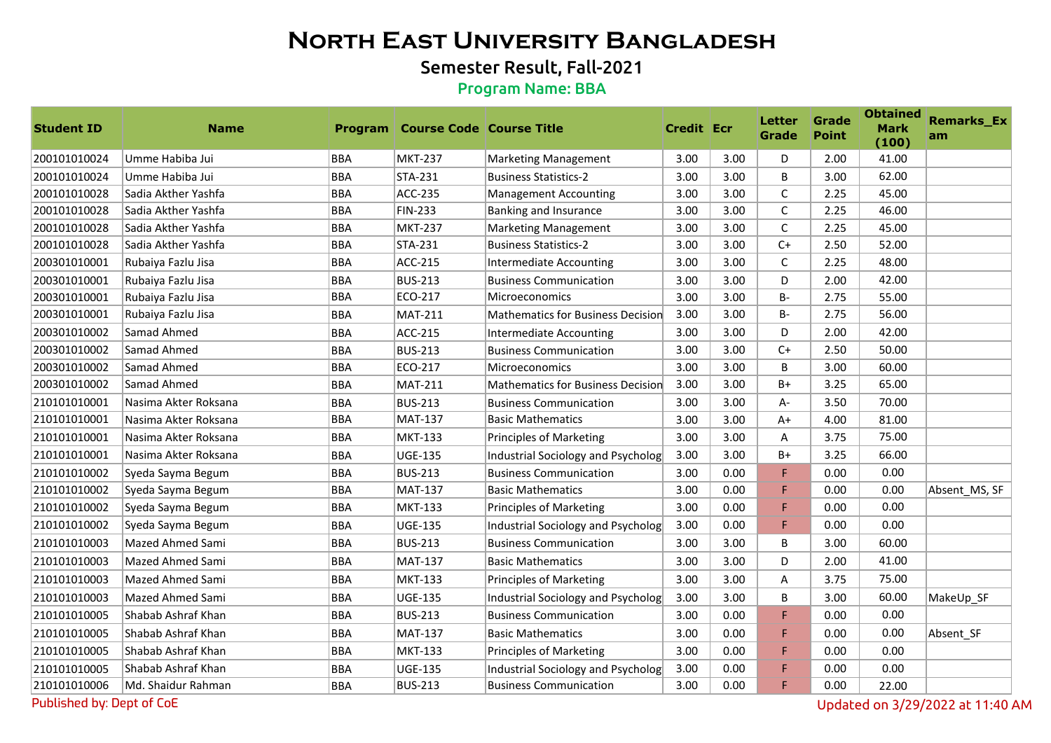# North East University Bangladesh

## Semester Result, Fall-2021

### Program Name: BBA

| Student ID | Name | Program | Course Code | Course Title | Credit | Ecr | Letter Grade | Grade Point | Obtained Mark (100) | Remarks_Exam |
|---|---|---|---|---|---|---|---|---|---|---|
| 200101010024 | Umme Habiba Jui | BBA | MKT-237 | Marketing Management | 3.00 | 3.00 | D | 2.00 | 41.00 | |
| 200101010024 | Umme Habiba Jui | BBA | STA-231 | Business Statistics-2 | 3.00 | 3.00 | B | 3.00 | 62.00 | |
| 200101010028 | Sadia Akther Yashfa | BBA | ACC-235 | Management Accounting | 3.00 | 3.00 | C | 2.25 | 45.00 | |
| 200101010028 | Sadia Akther Yashfa | BBA | FIN-233 | Banking and Insurance | 3.00 | 3.00 | C | 2.25 | 46.00 | |
| 200101010028 | Sadia Akther Yashfa | BBA | MKT-237 | Marketing Management | 3.00 | 3.00 | C | 2.25 | 45.00 | |
| 200101010028 | Sadia Akther Yashfa | BBA | STA-231 | Business Statistics-2 | 3.00 | 3.00 | C+ | 2.50 | 52.00 | |
| 200301010001 | Rubaiya Fazlu Jisa | BBA | ACC-215 | Intermediate Accounting | 3.00 | 3.00 | C | 2.25 | 48.00 | |
| 200301010001 | Rubaiya Fazlu Jisa | BBA | BUS-213 | Business Communication | 3.00 | 3.00 | D | 2.00 | 42.00 | |
| 200301010001 | Rubaiya Fazlu Jisa | BBA | ECO-217 | Microeconomics | 3.00 | 3.00 | B- | 2.75 | 55.00 | |
| 200301010001 | Rubaiya Fazlu Jisa | BBA | MAT-211 | Mathematics for Business Decision | 3.00 | 3.00 | B- | 2.75 | 56.00 | |
| 200301010002 | Samad Ahmed | BBA | ACC-215 | Intermediate Accounting | 3.00 | 3.00 | D | 2.00 | 42.00 | |
| 200301010002 | Samad Ahmed | BBA | BUS-213 | Business Communication | 3.00 | 3.00 | C+ | 2.50 | 50.00 | |
| 200301010002 | Samad Ahmed | BBA | ECO-217 | Microeconomics | 3.00 | 3.00 | B | 3.00 | 60.00 | |
| 200301010002 | Samad Ahmed | BBA | MAT-211 | Mathematics for Business Decision | 3.00 | 3.00 | B+ | 3.25 | 65.00 | |
| 210101010001 | Nasima Akter Roksana | BBA | BUS-213 | Business Communication | 3.00 | 3.00 | A- | 3.50 | 70.00 | |
| 210101010001 | Nasima Akter Roksana | BBA | MAT-137 | Basic Mathematics | 3.00 | 3.00 | A+ | 4.00 | 81.00 | |
| 210101010001 | Nasima Akter Roksana | BBA | MKT-133 | Principles of Marketing | 3.00 | 3.00 | A | 3.75 | 75.00 | |
| 210101010001 | Nasima Akter Roksana | BBA | UGE-135 | Industrial Sociology and Psycholog | 3.00 | 3.00 | B+ | 3.25 | 66.00 | |
| 210101010002 | Syeda Sayma Begum | BBA | BUS-213 | Business Communication | 3.00 | 0.00 | F | 0.00 | 0.00 | |
| 210101010002 | Syeda Sayma Begum | BBA | MAT-137 | Basic Mathematics | 3.00 | 0.00 | F | 0.00 | 0.00 | Absent_MS, SF |
| 210101010002 | Syeda Sayma Begum | BBA | MKT-133 | Principles of Marketing | 3.00 | 0.00 | F | 0.00 | 0.00 | |
| 210101010002 | Syeda Sayma Begum | BBA | UGE-135 | Industrial Sociology and Psycholog | 3.00 | 0.00 | F | 0.00 | 0.00 | |
| 210101010003 | Mazed Ahmed Sami | BBA | BUS-213 | Business Communication | 3.00 | 3.00 | B | 3.00 | 60.00 | |
| 210101010003 | Mazed Ahmed Sami | BBA | MAT-137 | Basic Mathematics | 3.00 | 3.00 | D | 2.00 | 41.00 | |
| 210101010003 | Mazed Ahmed Sami | BBA | MKT-133 | Principles of Marketing | 3.00 | 3.00 | A | 3.75 | 75.00 | |
| 210101010003 | Mazed Ahmed Sami | BBA | UGE-135 | Industrial Sociology and Psycholog | 3.00 | 3.00 | B | 3.00 | 60.00 | MakeUp_SF |
| 210101010005 | Shabab Ashraf Khan | BBA | BUS-213 | Business Communication | 3.00 | 0.00 | F | 0.00 | 0.00 | |
| 210101010005 | Shabab Ashraf Khan | BBA | MAT-137 | Basic Mathematics | 3.00 | 0.00 | F | 0.00 | 0.00 | Absent_SF |
| 210101010005 | Shabab Ashraf Khan | BBA | MKT-133 | Principles of Marketing | 3.00 | 0.00 | F | 0.00 | 0.00 | |
| 210101010005 | Shabab Ashraf Khan | BBA | UGE-135 | Industrial Sociology and Psycholog | 3.00 | 0.00 | F | 0.00 | 0.00 | |
| 210101010006 | Md. Shaidur Rahman | BBA | BUS-213 | Business Communication | 3.00 | 0.00 | F | 0.00 | 22.00 | |

Published by: Dept of CoE

Updated on 3/29/2022 at 11:40 AM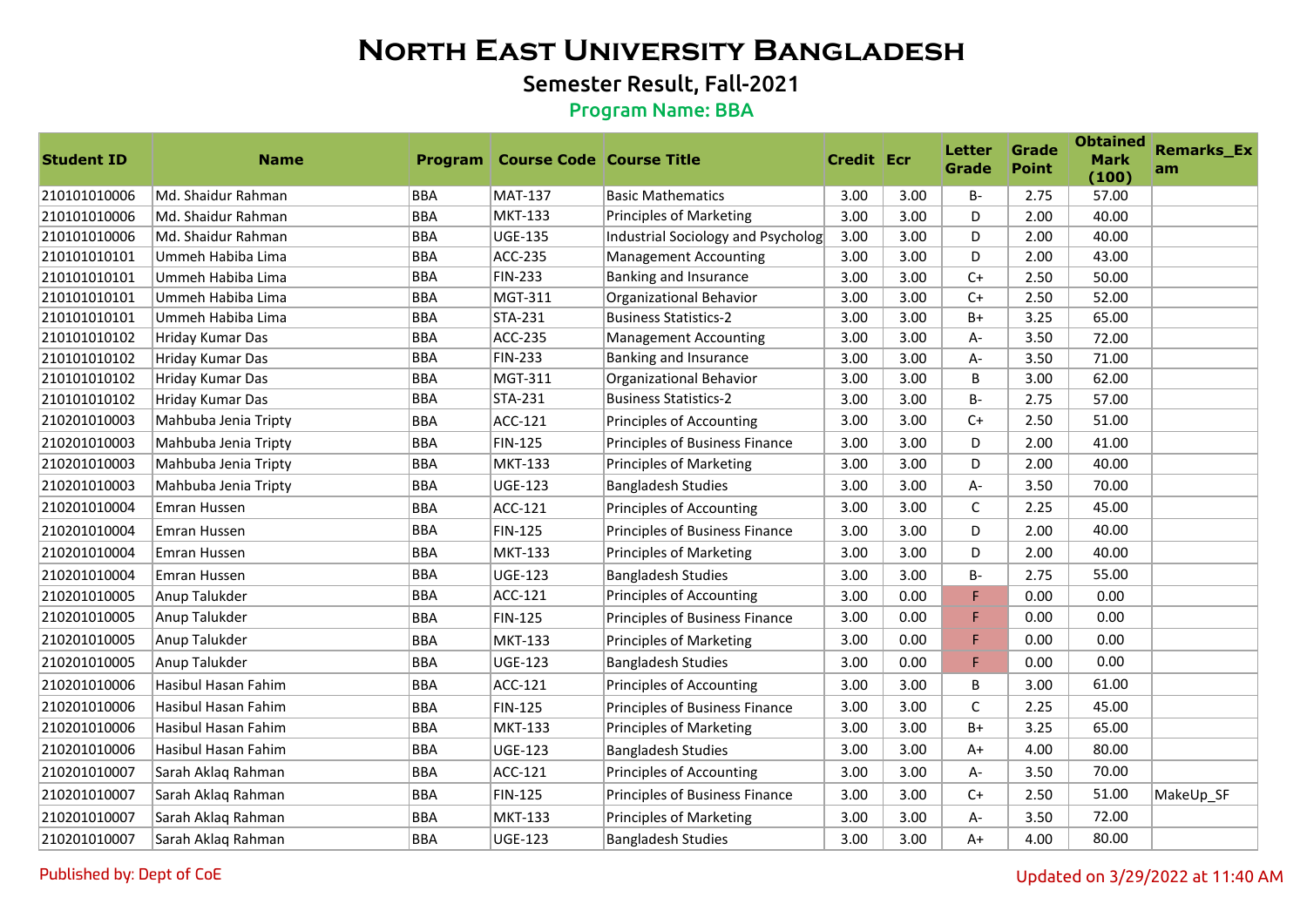# North East University Bangladesh

## Semester Result, Fall-2021

### Program Name: BBA

| Student ID | Name | Program | Course Code | Course Title | Credit | Ecr | Letter Grade | Grade Point | Obtained Mark (100) | Remarks_Exam |
|---|---|---|---|---|---|---|---|---|---|---|
| 210101010006 | Md. Shaidur Rahman | BBA | MAT-137 | Basic Mathematics | 3.00 | 3.00 | B- | 2.75 | 57.00 | |
| 210101010006 | Md. Shaidur Rahman | BBA | MKT-133 | Principles of Marketing | 3.00 | 3.00 | D | 2.00 | 40.00 | |
| 210101010006 | Md. Shaidur Rahman | BBA | UGE-135 | Industrial Sociology and Psycholog | 3.00 | 3.00 | D | 2.00 | 40.00 | |
| 210101010101 | Ummeh Habiba Lima | BBA | ACC-235 | Management Accounting | 3.00 | 3.00 | D | 2.00 | 43.00 | |
| 210101010101 | Ummeh Habiba Lima | BBA | FIN-233 | Banking and Insurance | 3.00 | 3.00 | C+ | 2.50 | 50.00 | |
| 210101010101 | Ummeh Habiba Lima | BBA | MGT-311 | Organizational Behavior | 3.00 | 3.00 | C+ | 2.50 | 52.00 | |
| 210101010101 | Ummeh Habiba Lima | BBA | STA-231 | Business Statistics-2 | 3.00 | 3.00 | B+ | 3.25 | 65.00 | |
| 210101010102 | Hriday Kumar Das | BBA | ACC-235 | Management Accounting | 3.00 | 3.00 | A- | 3.50 | 72.00 | |
| 210101010102 | Hriday Kumar Das | BBA | FIN-233 | Banking and Insurance | 3.00 | 3.00 | A- | 3.50 | 71.00 | |
| 210101010102 | Hriday Kumar Das | BBA | MGT-311 | Organizational Behavior | 3.00 | 3.00 | B | 3.00 | 62.00 | |
| 210101010102 | Hriday Kumar Das | BBA | STA-231 | Business Statistics-2 | 3.00 | 3.00 | B- | 2.75 | 57.00 | |
| 210201010003 | Mahbuba Jenia Tripty | BBA | ACC-121 | Principles of Accounting | 3.00 | 3.00 | C+ | 2.50 | 51.00 | |
| 210201010003 | Mahbuba Jenia Tripty | BBA | FIN-125 | Principles of Business Finance | 3.00 | 3.00 | D | 2.00 | 41.00 | |
| 210201010003 | Mahbuba Jenia Tripty | BBA | MKT-133 | Principles of Marketing | 3.00 | 3.00 | D | 2.00 | 40.00 | |
| 210201010003 | Mahbuba Jenia Tripty | BBA | UGE-123 | Bangladesh Studies | 3.00 | 3.00 | A- | 3.50 | 70.00 | |
| 210201010004 | Emran Hussen | BBA | ACC-121 | Principles of Accounting | 3.00 | 3.00 | C | 2.25 | 45.00 | |
| 210201010004 | Emran Hussen | BBA | FIN-125 | Principles of Business Finance | 3.00 | 3.00 | D | 2.00 | 40.00 | |
| 210201010004 | Emran Hussen | BBA | MKT-133 | Principles of Marketing | 3.00 | 3.00 | D | 2.00 | 40.00 | |
| 210201010004 | Emran Hussen | BBA | UGE-123 | Bangladesh Studies | 3.00 | 3.00 | B- | 2.75 | 55.00 | |
| 210201010005 | Anup Talukder | BBA | ACC-121 | Principles of Accounting | 3.00 | 0.00 | F | 0.00 | 0.00 | |
| 210201010005 | Anup Talukder | BBA | FIN-125 | Principles of Business Finance | 3.00 | 0.00 | F | 0.00 | 0.00 | |
| 210201010005 | Anup Talukder | BBA | MKT-133 | Principles of Marketing | 3.00 | 0.00 | F | 0.00 | 0.00 | |
| 210201010005 | Anup Talukder | BBA | UGE-123 | Bangladesh Studies | 3.00 | 0.00 | F | 0.00 | 0.00 | |
| 210201010006 | Hasibul Hasan Fahim | BBA | ACC-121 | Principles of Accounting | 3.00 | 3.00 | B | 3.00 | 61.00 | |
| 210201010006 | Hasibul Hasan Fahim | BBA | FIN-125 | Principles of Business Finance | 3.00 | 3.00 | C | 2.25 | 45.00 | |
| 210201010006 | Hasibul Hasan Fahim | BBA | MKT-133 | Principles of Marketing | 3.00 | 3.00 | B+ | 3.25 | 65.00 | |
| 210201010006 | Hasibul Hasan Fahim | BBA | UGE-123 | Bangladesh Studies | 3.00 | 3.00 | A+ | 4.00 | 80.00 | |
| 210201010007 | Sarah Aklaq Rahman | BBA | ACC-121 | Principles of Accounting | 3.00 | 3.00 | A- | 3.50 | 70.00 | |
| 210201010007 | Sarah Aklaq Rahman | BBA | FIN-125 | Principles of Business Finance | 3.00 | 3.00 | C+ | 2.50 | 51.00 | MakeUp_SF |
| 210201010007 | Sarah Aklaq Rahman | BBA | MKT-133 | Principles of Marketing | 3.00 | 3.00 | A- | 3.50 | 72.00 | |
| 210201010007 | Sarah Aklaq Rahman | BBA | UGE-123 | Bangladesh Studies | 3.00 | 3.00 | A+ | 4.00 | 80.00 | |

Published by: Dept of CoE

Updated on 3/29/2022 at 11:40 AM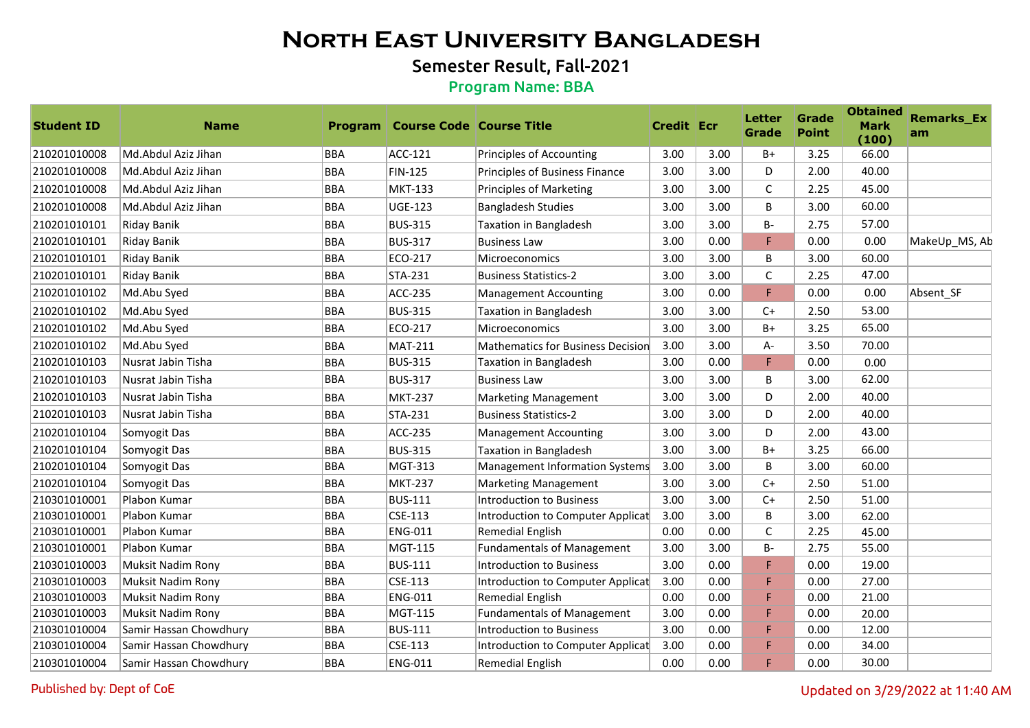# North East University Bangladesh

## Semester Result, Fall-2021

### Program Name: BBA

| Student ID | Name | Program | Course Code | Course Title | Credit | Ecr | Letter Grade | Grade Point | Obtained Mark (100) | Remarks_Exam |
|---|---|---|---|---|---|---|---|---|---|---|
| 210201010008 | Md.Abdul Aziz Jihan | BBA | ACC-121 | Principles of Accounting | 3.00 | 3.00 | B+ | 3.25 | 66.00 | |
| 210201010008 | Md.Abdul Aziz Jihan | BBA | FIN-125 | Principles of Business Finance | 3.00 | 3.00 | D | 2.00 | 40.00 | |
| 210201010008 | Md.Abdul Aziz Jihan | BBA | MKT-133 | Principles of Marketing | 3.00 | 3.00 | C | 2.25 | 45.00 | |
| 210201010008 | Md.Abdul Aziz Jihan | BBA | UGE-123 | Bangladesh Studies | 3.00 | 3.00 | B | 3.00 | 60.00 | |
| 210201010101 | Riday Banik | BBA | BUS-315 | Taxation in Bangladesh | 3.00 | 3.00 | B- | 2.75 | 57.00 | |
| 210201010101 | Riday Banik | BBA | BUS-317 | Business Law | 3.00 | 0.00 | F | 0.00 | 0.00 | MakeUp_MS, Ab |
| 210201010101 | Riday Banik | BBA | ECO-217 | Microeconomics | 3.00 | 3.00 | B | 3.00 | 60.00 | |
| 210201010101 | Riday Banik | BBA | STA-231 | Business Statistics-2 | 3.00 | 3.00 | C | 2.25 | 47.00 | |
| 210201010102 | Md.Abu Syed | BBA | ACC-235 | Management Accounting | 3.00 | 0.00 | F | 0.00 | 0.00 | Absent_SF |
| 210201010102 | Md.Abu Syed | BBA | BUS-315 | Taxation in Bangladesh | 3.00 | 3.00 | C+ | 2.50 | 53.00 | |
| 210201010102 | Md.Abu Syed | BBA | ECO-217 | Microeconomics | 3.00 | 3.00 | B+ | 3.25 | 65.00 | |
| 210201010102 | Md.Abu Syed | BBA | MAT-211 | Mathematics for Business Decision | 3.00 | 3.00 | A- | 3.50 | 70.00 | |
| 210201010103 | Nusrat Jabin Tisha | BBA | BUS-315 | Taxation in Bangladesh | 3.00 | 0.00 | F | 0.00 | 0.00 | |
| 210201010103 | Nusrat Jabin Tisha | BBA | BUS-317 | Business Law | 3.00 | 3.00 | B | 3.00 | 62.00 | |
| 210201010103 | Nusrat Jabin Tisha | BBA | MKT-237 | Marketing Management | 3.00 | 3.00 | D | 2.00 | 40.00 | |
| 210201010103 | Nusrat Jabin Tisha | BBA | STA-231 | Business Statistics-2 | 3.00 | 3.00 | D | 2.00 | 40.00 | |
| 210201010104 | Somyogit Das | BBA | ACC-235 | Management Accounting | 3.00 | 3.00 | D | 2.00 | 43.00 | |
| 210201010104 | Somyogit Das | BBA | BUS-315 | Taxation in Bangladesh | 3.00 | 3.00 | B+ | 3.25 | 66.00 | |
| 210201010104 | Somyogit Das | BBA | MGT-313 | Management Information Systems | 3.00 | 3.00 | B | 3.00 | 60.00 | |
| 210201010104 | Somyogit Das | BBA | MKT-237 | Marketing Management | 3.00 | 3.00 | C+ | 2.50 | 51.00 | |
| 210301010001 | Plabon Kumar | BBA | BUS-111 | Introduction to Business | 3.00 | 3.00 | C+ | 2.50 | 51.00 | |
| 210301010001 | Plabon Kumar | BBA | CSE-113 | Introduction to Computer Applicat | 3.00 | 3.00 | B | 3.00 | 62.00 | |
| 210301010001 | Plabon Kumar | BBA | ENG-011 | Remedial English | 0.00 | 0.00 | C | 2.25 | 45.00 | |
| 210301010001 | Plabon Kumar | BBA | MGT-115 | Fundamentals of Management | 3.00 | 3.00 | B- | 2.75 | 55.00 | |
| 210301010003 | Muksit Nadim Rony | BBA | BUS-111 | Introduction to Business | 3.00 | 0.00 | F | 0.00 | 19.00 | |
| 210301010003 | Muksit Nadim Rony | BBA | CSE-113 | Introduction to Computer Applicat | 3.00 | 0.00 | F | 0.00 | 27.00 | |
| 210301010003 | Muksit Nadim Rony | BBA | ENG-011 | Remedial English | 0.00 | 0.00 | F | 0.00 | 21.00 | |
| 210301010003 | Muksit Nadim Rony | BBA | MGT-115 | Fundamentals of Management | 3.00 | 0.00 | F | 0.00 | 20.00 | |
| 210301010004 | Samir Hassan Chowdhury | BBA | BUS-111 | Introduction to Business | 3.00 | 0.00 | F | 0.00 | 12.00 | |
| 210301010004 | Samir Hassan Chowdhury | BBA | CSE-113 | Introduction to Computer Applicat | 3.00 | 0.00 | F | 0.00 | 34.00 | |
| 210301010004 | Samir Hassan Chowdhury | BBA | ENG-011 | Remedial English | 0.00 | 0.00 | F | 0.00 | 30.00 | |

Published by: Dept of CoE

Updated on 3/29/2022 at 11:40 AM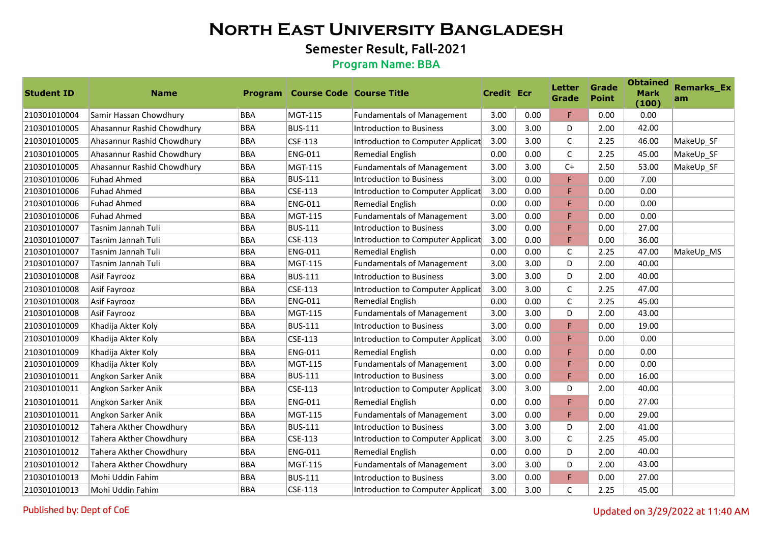# North East University Bangladesh

## Semester Result, Fall-2021

### Program Name: BBA

| Student ID | Name | Program | Course Code | Course Title | Credit | Ecr | Letter Grade | Grade Point | Obtained Mark (100) | Remarks_Exam |
|---|---|---|---|---|---|---|---|---|---|---|
| 210301010004 | Samir Hassan Chowdhury | BBA | MGT-115 | Fundamentals of Management | 3.00 | 0.00 | F | 0.00 | 0.00 | |
| 210301010005 | Ahasannur Rashid Chowdhury | BBA | BUS-111 | Introduction to Business | 3.00 | 3.00 | D | 2.00 | 42.00 | |
| 210301010005 | Ahasannur Rashid Chowdhury | BBA | CSE-113 | Introduction to Computer Applicat | 3.00 | 3.00 | C | 2.25 | 46.00 | MakeUp_SF |
| 210301010005 | Ahasannur Rashid Chowdhury | BBA | ENG-011 | Remedial English | 0.00 | 0.00 | C | 2.25 | 45.00 | MakeUp_SF |
| 210301010005 | Ahasannur Rashid Chowdhury | BBA | MGT-115 | Fundamentals of Management | 3.00 | 3.00 | C+ | 2.50 | 53.00 | MakeUp_SF |
| 210301010006 | Fuhad Ahmed | BBA | BUS-111 | Introduction to Business | 3.00 | 0.00 | F | 0.00 | 7.00 | |
| 210301010006 | Fuhad Ahmed | BBA | CSE-113 | Introduction to Computer Applicat | 3.00 | 0.00 | F | 0.00 | 0.00 | |
| 210301010006 | Fuhad Ahmed | BBA | ENG-011 | Remedial English | 0.00 | 0.00 | F | 0.00 | 0.00 | |
| 210301010006 | Fuhad Ahmed | BBA | MGT-115 | Fundamentals of Management | 3.00 | 0.00 | F | 0.00 | 0.00 | |
| 210301010007 | Tasnim Jannah Tuli | BBA | BUS-111 | Introduction to Business | 3.00 | 0.00 | F | 0.00 | 27.00 | |
| 210301010007 | Tasnim Jannah Tuli | BBA | CSE-113 | Introduction to Computer Applicat | 3.00 | 0.00 | F | 0.00 | 36.00 | |
| 210301010007 | Tasnim Jannah Tuli | BBA | ENG-011 | Remedial English | 0.00 | 0.00 | C | 2.25 | 47.00 | MakeUp_MS |
| 210301010007 | Tasnim Jannah Tuli | BBA | MGT-115 | Fundamentals of Management | 3.00 | 3.00 | D | 2.00 | 40.00 | |
| 210301010008 | Asif Fayrooz | BBA | BUS-111 | Introduction to Business | 3.00 | 3.00 | D | 2.00 | 40.00 | |
| 210301010008 | Asif Fayrooz | BBA | CSE-113 | Introduction to Computer Applicat | 3.00 | 3.00 | C | 2.25 | 47.00 | |
| 210301010008 | Asif Fayrooz | BBA | ENG-011 | Remedial English | 0.00 | 0.00 | C | 2.25 | 45.00 | |
| 210301010008 | Asif Fayrooz | BBA | MGT-115 | Fundamentals of Management | 3.00 | 3.00 | D | 2.00 | 43.00 | |
| 210301010009 | Khadija Akter Koly | BBA | BUS-111 | Introduction to Business | 3.00 | 0.00 | F | 0.00 | 19.00 | |
| 210301010009 | Khadija Akter Koly | BBA | CSE-113 | Introduction to Computer Applicat | 3.00 | 0.00 | F | 0.00 | 0.00 | |
| 210301010009 | Khadija Akter Koly | BBA | ENG-011 | Remedial English | 0.00 | 0.00 | F | 0.00 | 0.00 | |
| 210301010009 | Khadija Akter Koly | BBA | MGT-115 | Fundamentals of Management | 3.00 | 0.00 | F | 0.00 | 0.00 | |
| 210301010011 | Angkon Sarker Anik | BBA | BUS-111 | Introduction to Business | 3.00 | 0.00 | F | 0.00 | 16.00 | |
| 210301010011 | Angkon Sarker Anik | BBA | CSE-113 | Introduction to Computer Applicat | 3.00 | 3.00 | D | 2.00 | 40.00 | |
| 210301010011 | Angkon Sarker Anik | BBA | ENG-011 | Remedial English | 0.00 | 0.00 | F | 0.00 | 27.00 | |
| 210301010011 | Angkon Sarker Anik | BBA | MGT-115 | Fundamentals of Management | 3.00 | 0.00 | F | 0.00 | 29.00 | |
| 210301010012 | Tahera Akther Chowdhury | BBA | BUS-111 | Introduction to Business | 3.00 | 3.00 | D | 2.00 | 41.00 | |
| 210301010012 | Tahera Akther Chowdhury | BBA | CSE-113 | Introduction to Computer Applicat | 3.00 | 3.00 | C | 2.25 | 45.00 | |
| 210301010012 | Tahera Akther Chowdhury | BBA | ENG-011 | Remedial English | 0.00 | 0.00 | D | 2.00 | 40.00 | |
| 210301010012 | Tahera Akther Chowdhury | BBA | MGT-115 | Fundamentals of Management | 3.00 | 3.00 | D | 2.00 | 43.00 | |
| 210301010013 | Mohi Uddin Fahim | BBA | BUS-111 | Introduction to Business | 3.00 | 0.00 | F | 0.00 | 27.00 | |
| 210301010013 | Mohi Uddin Fahim | BBA | CSE-113 | Introduction to Computer Applicat | 3.00 | 3.00 | C | 2.25 | 45.00 | |

Published by: Dept of CoE

Updated on 3/29/2022 at 11:40 AM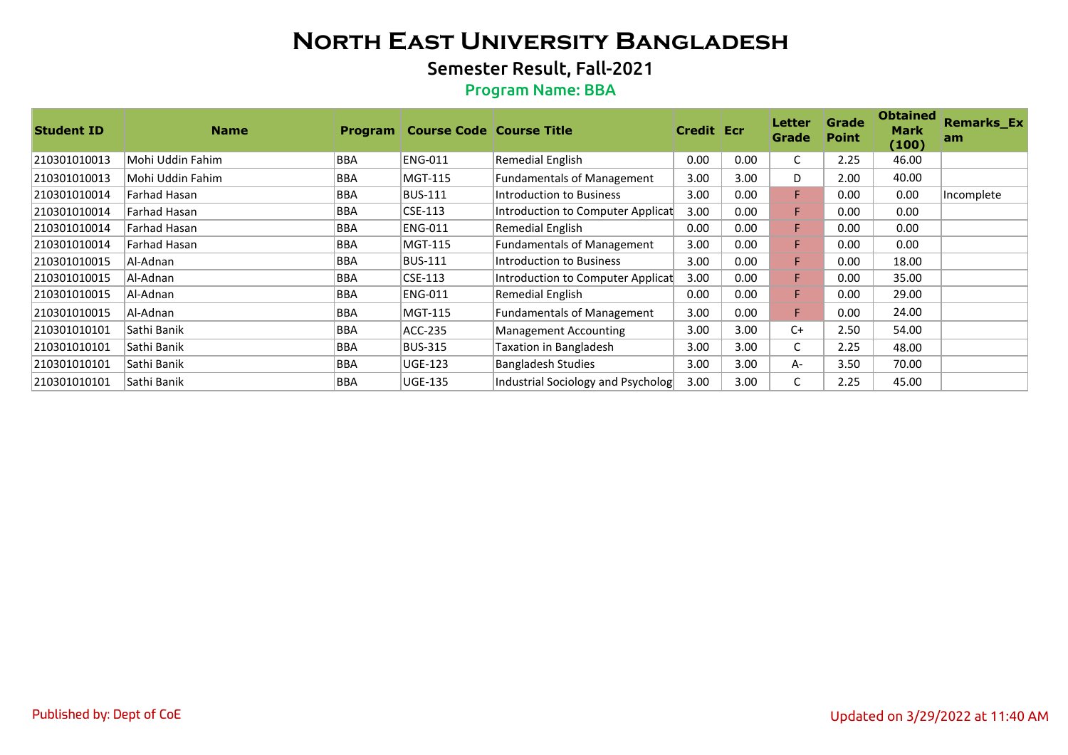# North East University Bangladesh

## Semester Result, Fall-2021

### Program Name: BBA

| Student ID | Name | Program | Course Code | Course Title | Credit | Ecr | Letter Grade | Grade Point | Obtained Mark (100) | Remarks_Exam |
|---|---|---|---|---|---|---|---|---|---|---|
| 210301010013 | Mohi Uddin Fahim | BBA | ENG-011 | Remedial English | 0.00 | 0.00 | C | 2.25 | 46.00 | |
| 210301010013 | Mohi Uddin Fahim | BBA | MGT-115 | Fundamentals of Management | 3.00 | 3.00 | D | 2.00 | 40.00 | |
| 210301010014 | Farhad Hasan | BBA | BUS-111 | Introduction to Business | 3.00 | 0.00 | F | 0.00 | 0.00 | Incomplete |
| 210301010014 | Farhad Hasan | BBA | CSE-113 | Introduction to Computer Applicat | 3.00 | 0.00 | F | 0.00 | 0.00 | |
| 210301010014 | Farhad Hasan | BBA | ENG-011 | Remedial English | 0.00 | 0.00 | F | 0.00 | 0.00 | |
| 210301010014 | Farhad Hasan | BBA | MGT-115 | Fundamentals of Management | 3.00 | 0.00 | F | 0.00 | 0.00 | |
| 210301010015 | Al-Adnan | BBA | BUS-111 | Introduction to Business | 3.00 | 0.00 | F | 0.00 | 18.00 | |
| 210301010015 | Al-Adnan | BBA | CSE-113 | Introduction to Computer Applicat | 3.00 | 0.00 | F | 0.00 | 35.00 | |
| 210301010015 | Al-Adnan | BBA | ENG-011 | Remedial English | 0.00 | 0.00 | F | 0.00 | 29.00 | |
| 210301010015 | Al-Adnan | BBA | MGT-115 | Fundamentals of Management | 3.00 | 0.00 | F | 0.00 | 24.00 | |
| 210301010101 | Sathi Banik | BBA | ACC-235 | Management Accounting | 3.00 | 3.00 | C+ | 2.50 | 54.00 | |
| 210301010101 | Sathi Banik | BBA | BUS-315 | Taxation in Bangladesh | 3.00 | 3.00 | C | 2.25 | 48.00 | |
| 210301010101 | Sathi Banik | BBA | UGE-123 | Bangladesh Studies | 3.00 | 3.00 | A- | 3.50 | 70.00 | |
| 210301010101 | Sathi Banik | BBA | UGE-135 | Industrial Sociology and Psycholog | 3.00 | 3.00 | C | 2.25 | 45.00 | |

Published by: Dept of CoE

Updated on 3/29/2022 at 11:40 AM